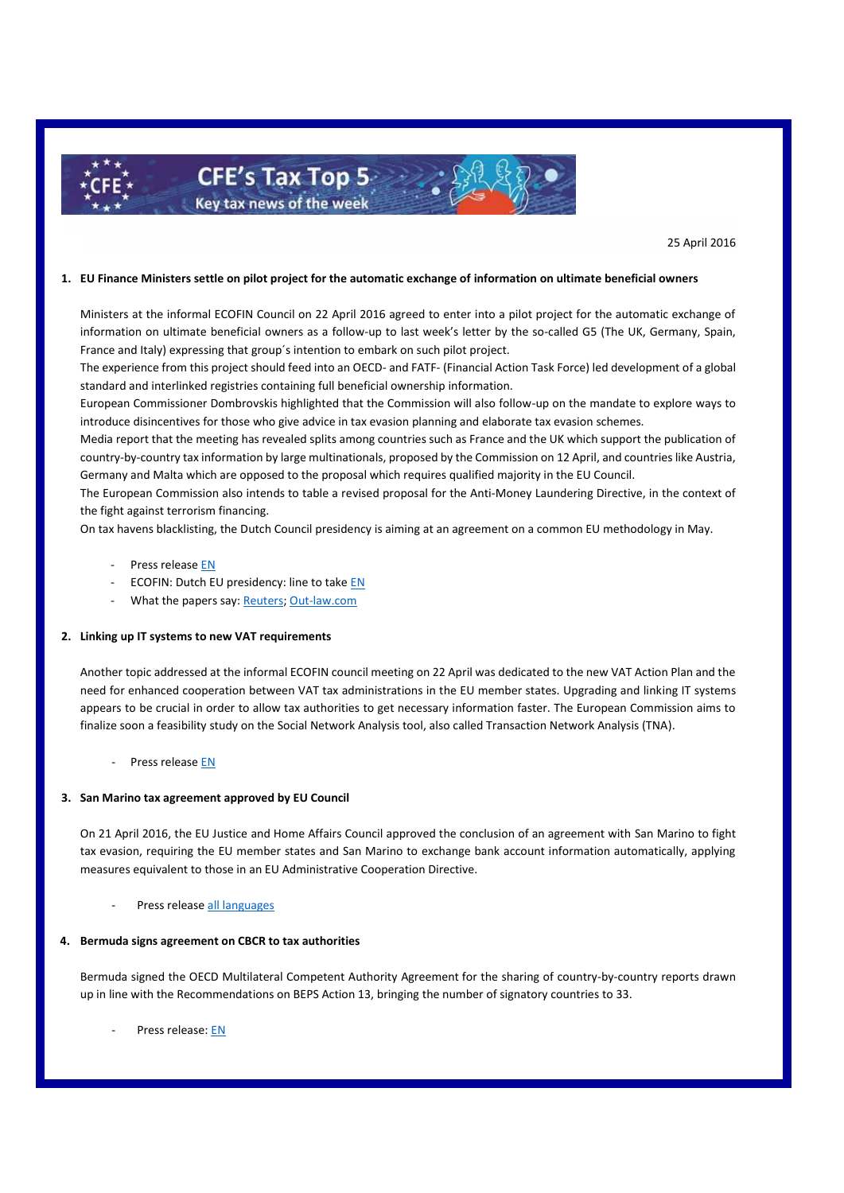# CFE's Tax Top 5

Key tax news of the week

25 April 2016

**1. EU Finance Ministers settle on pilot project for the automatic exchange of information on ultimate beneficial owners**

Ministers at the informal ECOFIN Council on 22 April 2016 agreed to enter into a pilot project for the automatic exchange of information on ultimate beneficial owners as a follow-up to last week's letter by the so-called G5 (The UK, Germany, Spain, France and Italy) expressing that group´s intention to embark on such pilot project.

The experience from this project should feed into an OECD- and FATF- (Financial Action Task Force) led development of a global standard and interlinked registries containing full beneficial ownership information.

European Commissioner Dombrovskis highlighted that the Commission will also follow-up on the mandate to explore ways to introduce disincentives for those who give advice in tax evasion planning and elaborate tax evasion schemes.

Media report that the meeting has revealed splits among countries such as France and the UK which support the publication of country-by-country tax information by large multinationals, proposed by the Commission on 12 April, and countries like Austria, Germany and Malta which are opposed to the proposal which requires qualified majority in the EU Council.

The European Commission also intends to table a revised proposal for the Anti-Money Laundering Directive, in the context of the fight against terrorism financing.

On tax havens blacklisting, the Dutch Council presidency is aiming at an agreement on a common EU methodology in May.

- Press release EN
- ECOFIN: Dutch EU presidency: line to take EN
- What the papers say: Reuters; Out-law.com

**2. Linking up IT systems to new VAT requirements**

Another topic addressed at the informal ECOFIN council meeting on 22 April was dedicated to the new VAT Action Plan and the need for enhanced cooperation between VAT tax administrations in the EU member states. Upgrading and linking IT systems appears to be crucial in order to allow tax authorities to get necessary information faster. The European Commission aims to finalize soon a feasibility study on the Social Network Analysis tool, also called Transaction Network Analysis (TNA).

- Press release EN

**3. San Marino tax agreement approved by EU Council**

On 21 April 2016, the EU Justice and Home Affairs Council approved the conclusion of an agreement with San Marino to fight tax evasion, requiring the EU member states and San Marino to exchange bank account information automatically, applying measures equivalent to those in an EU Administrative Cooperation Directive.

- Press release all languages

**4. Bermuda signs agreement on CBCR to tax authorities**

Bermuda signed the OECD Multilateral Competent Authority Agreement for the sharing of country-by-country reports drawn up in line with the Recommendations on BEPS Action 13, bringing the number of signatory countries to 33.

- Press release: EN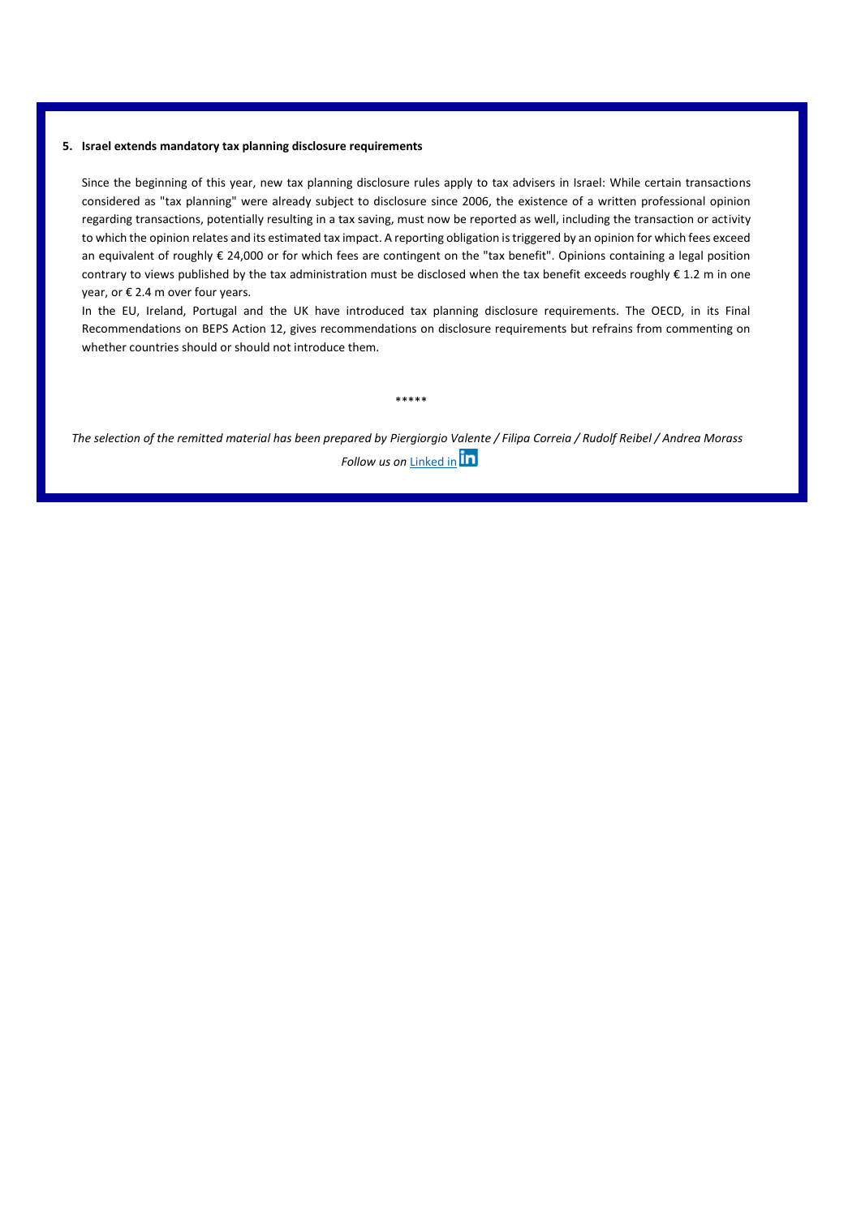**5. Israel extends mandatory tax planning disclosure requirements**

Since the beginning of this year, new tax planning disclosure rules apply to tax advisers in Israel: While certain transactions considered as "tax planning" were already subject to disclosure since 2006, the existence of a written professional opinion regarding transactions, potentially resulting in a tax saving, must now be reported as well, including the transaction or activity to which the opinion relates and its estimated tax impact. A reporting obligation is triggered by an opinion for which fees exceed an equivalent of roughly € 24,000 or for which fees are contingent on the "tax benefit". Opinions containing a legal position contrary to views published by the tax administration must be disclosed when the tax benefit exceeds roughly € 1.2 m in one year, or € 2.4 m over four years.

In the EU, Ireland, Portugal and the UK have introduced tax planning disclosure requirements. The OECD, in its Final Recommendations on BEPS Action 12, gives recommendations on disclosure requirements but refrains from commenting on whether countries should or should not introduce them.

*****

*The selection of the remitted material has been prepared by Piergiorgio Valente / Filipa Correia / Rudolf Reibel / Andrea Morass*

*Follow us on* Linked in